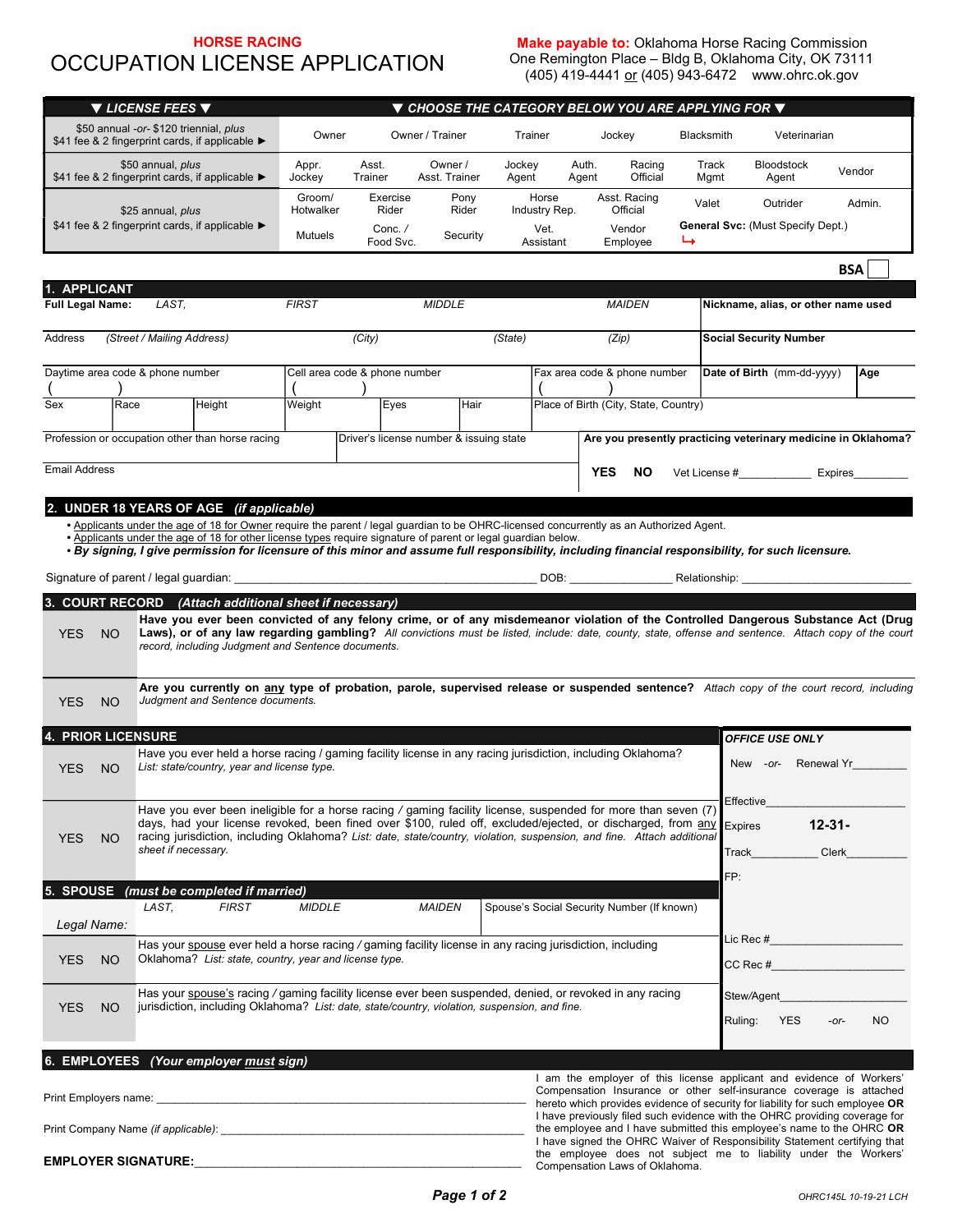**HORSE RACING**

# OCCUPATION LICENSE APPLICATION

**Make payable to:** Oklahoma Horse Racing Commission
One Remington Place – Bldg B, Oklahoma City, OK 73111
(405) 419-4441 or (405) 943-6472 www.ohrc.ok.gov

| ▼ LICENSE FEES ▼ | ▼ CHOOSE THE CATEGORY BELOW YOU ARE APPLYING FOR ▼ | | | | | | | | |
|---|---|---|---|---|---|---|---|---|---|
| $50 annual -or- $120 triennial, plus $41 fee & 2 fingerprint cards, if applicable ► | Owner | Owner / Trainer | Trainer | Jockey | Blacksmith | Veterinarian | | | |
| $50 annual, plus $41 fee & 2 fingerprint cards, if applicable ► | Appr. Jockey | Asst. Trainer | Owner / Asst. Trainer | Jockey Agent | Auth. Agent | Racing Official | Track Mgmt | Bloodstock Agent | Vendor |
| $25 annual, plus $41 fee & 2 fingerprint cards, if applicable ► | Groom/ Hotwalker | Exercise Rider | Pony Rider | Horse Industry Rep. | Asst. Racing Official | Valet | Outrider | Admin. | |
| | Mutuels | Conc. / Food Svc. | Security | Vet. Assistant | Vendor Employee | General Svc: (Must Specify Dept.) ↳ | | | |

**BSA** ☐

## 1. APPLICANT

**Full Legal Name:** *LAST, FIRST MIDDLE MAIDEN*

**Nickname, alias, or other name used**

Address *(Street / Mailing Address) (City) (State) (Zip)*

**Social Security Number**

Daytime area code & phone number ( )

Cell area code & phone number ( )

Fax area code & phone number ( )

**Date of Birth** (mm-dd-yyyy)

**Age**

Sex | Race | Height | Weight | Eyes | Hair | Place of Birth (City, State, Country)

Profession or occupation other than horse racing

Driver's license number & issuing state

**Are you presently practicing veterinary medicine in Oklahoma?**

Email Address

**YES NO** Vet License #\_\_\_\_\_\_\_\_\_\_\_\_ Expires\_\_\_\_\_\_\_\_\_

## 2. UNDER 18 YEARS OF AGE *(if applicable)*

- Applicants under the age of 18 for Owner require the parent / legal guardian to be OHRC-licensed concurrently as an Authorized Agent.
- Applicants under the age of 18 for other license types require signature of parent or legal guardian below.
- ***By signing, I give permission for licensure of this minor and assume full responsibility, including financial responsibility, for such licensure.***

Signature of parent / legal guardian: \_\_\_\_\_\_\_\_\_\_\_\_\_\_\_\_\_\_\_\_\_\_\_\_\_\_\_\_\_\_\_\_\_\_\_\_\_\_\_\_\_\_\_\_\_\_\_\_\_\_\_\_ DOB: \_\_\_\_\_\_\_\_\_\_\_\_\_\_\_\_ Relationship: \_\_\_\_\_\_\_\_\_\_\_\_\_\_\_\_\_\_\_\_\_\_\_\_\_\_

## 3. COURT RECORD *(Attach additional sheet if necessary)*

YES NO **Have you ever been convicted of any felony crime, or of any misdemeanor violation of the Controlled Dangerous Substance Act (Drug Laws), or of any law regarding gambling?** *All convictions must be listed, include: date, county, state, offense and sentence. Attach copy of the court record, including Judgment and Sentence documents.*

YES NO **Are you currently on any type of probation, parole, supervised release or suspended sentence?** *Attach copy of the court record, including Judgment and Sentence documents.*

## 4. PRIOR LICENSURE

YES NO Have you ever held a horse racing / gaming facility license in any racing jurisdiction, including Oklahoma? *List: state/country, year and license type.*

YES NO Have you ever been ineligible for a horse racing / gaming facility license, suspended for more than seven (7) days, had your license revoked, been fined over $100, ruled off, excluded/ejected, or discharged, from any racing jurisdiction, including Oklahoma? *List: date, state/country, violation, suspension, and fine. Attach additional sheet if necessary.*

## 5. SPOUSE *(must be completed if married)*

*Legal Name:* *LAST, FIRST MIDDLE MAIDEN*

Spouse's Social Security Number (If known)

YES NO Has your spouse ever held a horse racing / gaming facility license in any racing jurisdiction, including Oklahoma? *List: state, country, year and license type.*

YES NO Has your spouse's racing / gaming facility license ever been suspended, denied, or revoked in any racing jurisdiction, including Oklahoma? *List: date, state/country, violation, suspension, and fine.*

***OFFICE USE ONLY***

New -or- Renewal Yr\_\_\_\_\_\_\_\_\_

Effective\_\_\_\_\_\_\_\_\_\_\_\_\_\_\_\_\_\_\_\_\_\_\_

Expires **12-31-**

Track\_\_\_\_\_\_\_\_\_\_\_\_ Clerk\_\_\_\_\_\_\_\_\_\_

FP:

Lic Rec #\_\_\_\_\_\_\_\_\_\_\_\_\_\_\_\_\_\_\_\_

CC Rec #\_\_\_\_\_\_\_\_\_\_\_\_\_\_\_\_\_\_\_\_

Stew/Agent\_\_\_\_\_\_\_\_\_\_\_\_\_\_\_\_\_\_\_\_

Ruling: YES -or- NO

## 6. EMPLOYEES *(Your employer must sign)*

Print Employers name: \_\_\_\_\_\_\_\_\_\_\_\_\_\_\_\_\_\_\_\_\_\_\_\_\_\_\_\_\_\_\_\_\_\_\_\_\_\_\_\_\_\_\_\_\_\_\_\_\_\_\_\_\_\_\_\_

Print Company Name *(if applicable)*: \_\_\_\_\_\_\_\_\_\_\_\_\_\_\_\_\_\_\_\_\_\_\_\_\_\_\_\_\_\_\_\_\_\_\_\_\_\_\_\_\_\_\_\_

**EMPLOYER SIGNATURE:**\_\_\_\_\_\_\_\_\_\_\_\_\_\_\_\_\_\_\_\_\_\_\_\_\_\_\_\_\_\_\_\_\_\_\_\_\_\_\_\_\_\_\_\_\_\_\_\_\_\_\_\_

I am the employer of this license applicant and evidence of Workers' Compensation Insurance or other self-insurance coverage is attached hereto which provides evidence of security for liability for such employee **OR** I have previously filed such evidence with the OHRC providing coverage for the employee and I have submitted this employee's name to the OHRC **OR** I have signed the OHRC Waiver of Responsibility Statement certifying that the employee does not subject me to liability under the Workers' Compensation Laws of Oklahoma.

OHRC145L 10-19-21 LCH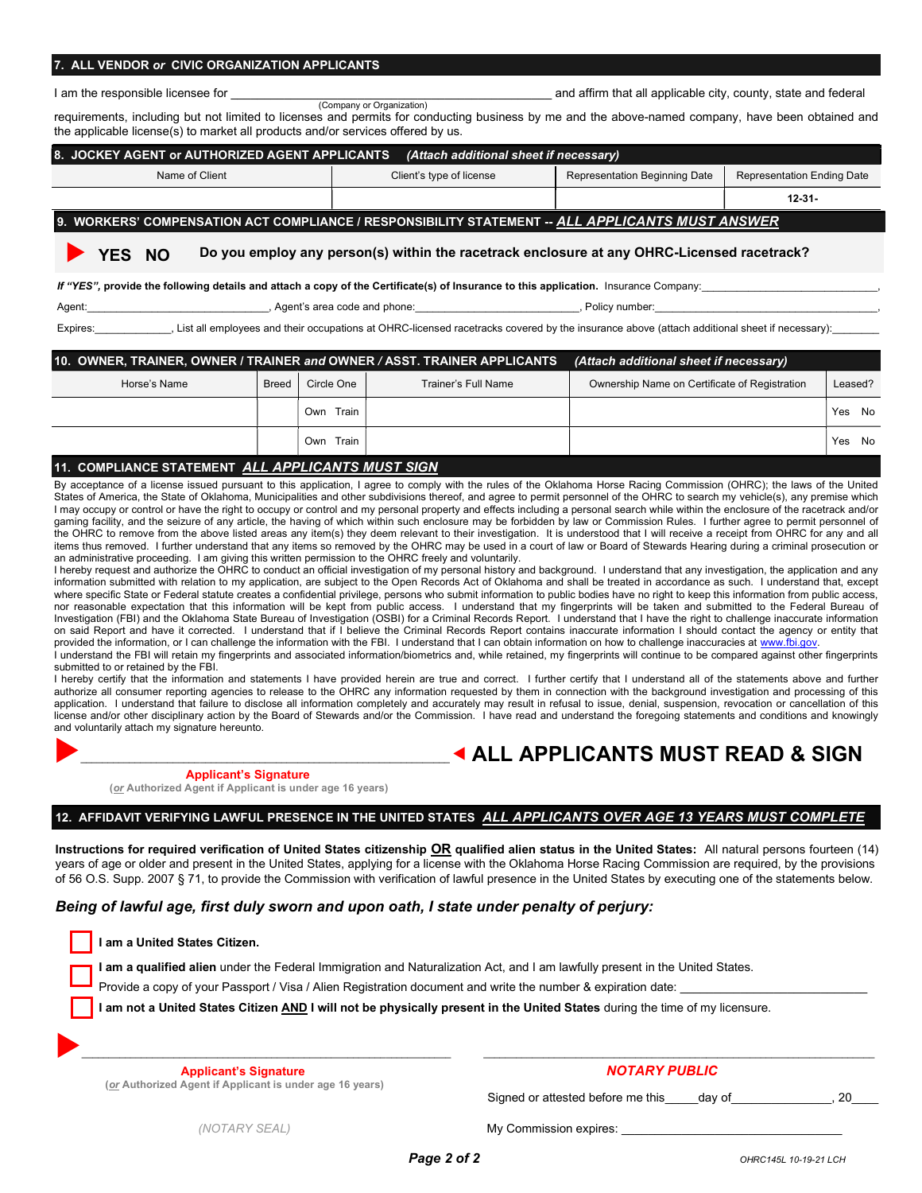## 7. ALL VENDOR *or* CIVIC ORGANIZATION APPLICANTS

I am the responsible licensee for ______________________________________________ and affirm that all applicable city, county, state and federal
(Company or Organization)
requirements, including but not limited to licenses and permits for conducting business by me and the above-named company, have been obtained and the applicable license(s) to market all products and/or services offered by us.

## 8. JOCKEY AGENT or AUTHORIZED AGENT APPLICANTS *(Attach additional sheet if necessary)*

| Name of Client | Client's type of license | Representation Beginning Date | Representation Ending Date |
|---|---|---|---|
| | | | 12-31- |

## 9. WORKERS' COMPENSATION ACT COMPLIANCE / RESPONSIBILITY STATEMENT -- *ALL APPLICANTS MUST ANSWER*

**YES NO** **Do you employ any person(s) within the racetrack enclosure at any OHRC-Licensed racetrack?**

***If "YES",* provide the following details and attach a copy of the Certificate(s) of Insurance to this application.** Insurance Company:______________________________,

Agent:______________________________, Agent's area code and phone:__________________________, Policy number:______________________________________,

Expires:_____________, List all employees and their occupations at OHRC-licensed racetracks covered by the insurance above (attach additional sheet if necessary):________

## 10. OWNER, TRAINER, OWNER / TRAINER *and* OWNER / ASST. TRAINER APPLICANTS *(Attach additional sheet if necessary)*

| Horse's Name | Breed | Circle One | Trainer's Full Name | Ownership Name on Certificate of Registration | Leased? |
|---|---|---|---|---|---|
| | | Own Train | | | Yes No |
| | | Own Train | | | Yes No |

## 11. COMPLIANCE STATEMENT *ALL APPLICANTS MUST SIGN*

By acceptance of a license issued pursuant to this application, I agree to comply with the rules of the Oklahoma Horse Racing Commission (OHRC); the laws of the United States of America, the State of Oklahoma, Municipalities and other subdivisions thereof, and agree to permit personnel of the OHRC to search my vehicle(s), any premise which I may occupy or control or have the right to occupy or control and my personal property and effects including a personal search while within the enclosure of the racetrack and/or gaming facility, and the seizure of any article, the having of which within such enclosure may be forbidden by law or Commission Rules. I further agree to permit personnel of the OHRC to remove from the above listed areas any item(s) they deem relevant to their investigation. It is understood that I will receive a receipt from OHRC for any and all items thus removed. I further understand that any items so removed by the OHRC may be used in a court of law or Board of Stewards Hearing during a criminal prosecution or an administrative proceeding. I am giving this written permission to the OHRC freely and voluntarily.

I hereby request and authorize the OHRC to conduct an official investigation of my personal history and background. I understand that any investigation, the application and any information submitted with relation to my application, are subject to the Open Records Act of Oklahoma and shall be treated in accordance as such. I understand that, except where specific State or Federal statute creates a confidential privilege, persons who submit information to public bodies have no right to keep this information from public access, nor reasonable expectation that this information will be kept from public access. I understand that my fingerprints will be taken and submitted to the Federal Bureau of Investigation (FBI) and the Oklahoma State Bureau of Investigation (OSBI) for a Criminal Records Report. I understand that I have the right to challenge inaccurate information on said Report and have it corrected. I understand that if I believe the Criminal Records Report contains inaccurate information I should contact the agency or entity that provided the information, or I can challenge the information with the FBI. I understand that I can obtain information on how to challenge inaccuracies at www.fbi.gov.

I understand the FBI will retain my fingerprints and associated information/biometrics and, while retained, my fingerprints will continue to be compared against other fingerprints submitted to or retained by the FBI.

I hereby certify that the information and statements I have provided herein are true and correct. I further certify that I understand all of the statements above and further authorize all consumer reporting agencies to release to the OHRC any information requested by them in connection with the background investigation and processing of this application. I understand that failure to disclose all information completely and accurately may result in refusal to issue, denial, suspension, revocation or cancellation of this license and/or other disciplinary action by the Board of Stewards and/or the Commission. I have read and understand the foregoing statements and conditions and knowingly and voluntarily attach my signature hereunto.

______________________________________________ **ALL APPLICANTS MUST READ & SIGN**

**Applicant's Signature**
(*or* Authorized Agent if Applicant is under age 16 years)

## 12. AFFIDAVIT VERIFYING LAWFUL PRESENCE IN THE UNITED STATES *ALL APPLICANTS OVER AGE 13 YEARS MUST COMPLETE*

**Instructions for required verification of United States citizenship OR qualified alien status in the United States:** All natural persons fourteen (14) years of age or older and present in the United States, applying for a license with the Oklahoma Horse Racing Commission are required, by the provisions of 56 O.S. Supp. 2007 § 71, to provide the Commission with verification of lawful presence in the United States by executing one of the statements below.

### *Being of lawful age, first duly sworn and upon oath, I state under penalty of perjury:*

- ☐ **I am a United States Citizen.**
- ☐ **I am a qualified alien** under the Federal Immigration and Naturalization Act, and I am lawfully present in the United States.
  Provide a copy of your Passport / Visa / Alien Registration document and write the number & expiration date: ___________________________
- ☐ **I am not a United States Citizen AND I will not be physically present in the United States** during the time of my licensure.

______________________________________________

**Applicant's Signature**
(*or* Authorized Agent if Applicant is under age 16 years)

*(NOTARY SEAL)*

______________________________________________

***NOTARY PUBLIC***

Signed or attested before me this_____day of_______________, 20____

My Commission expires: ________________________________

OHRC145L 10-19-21 LCH